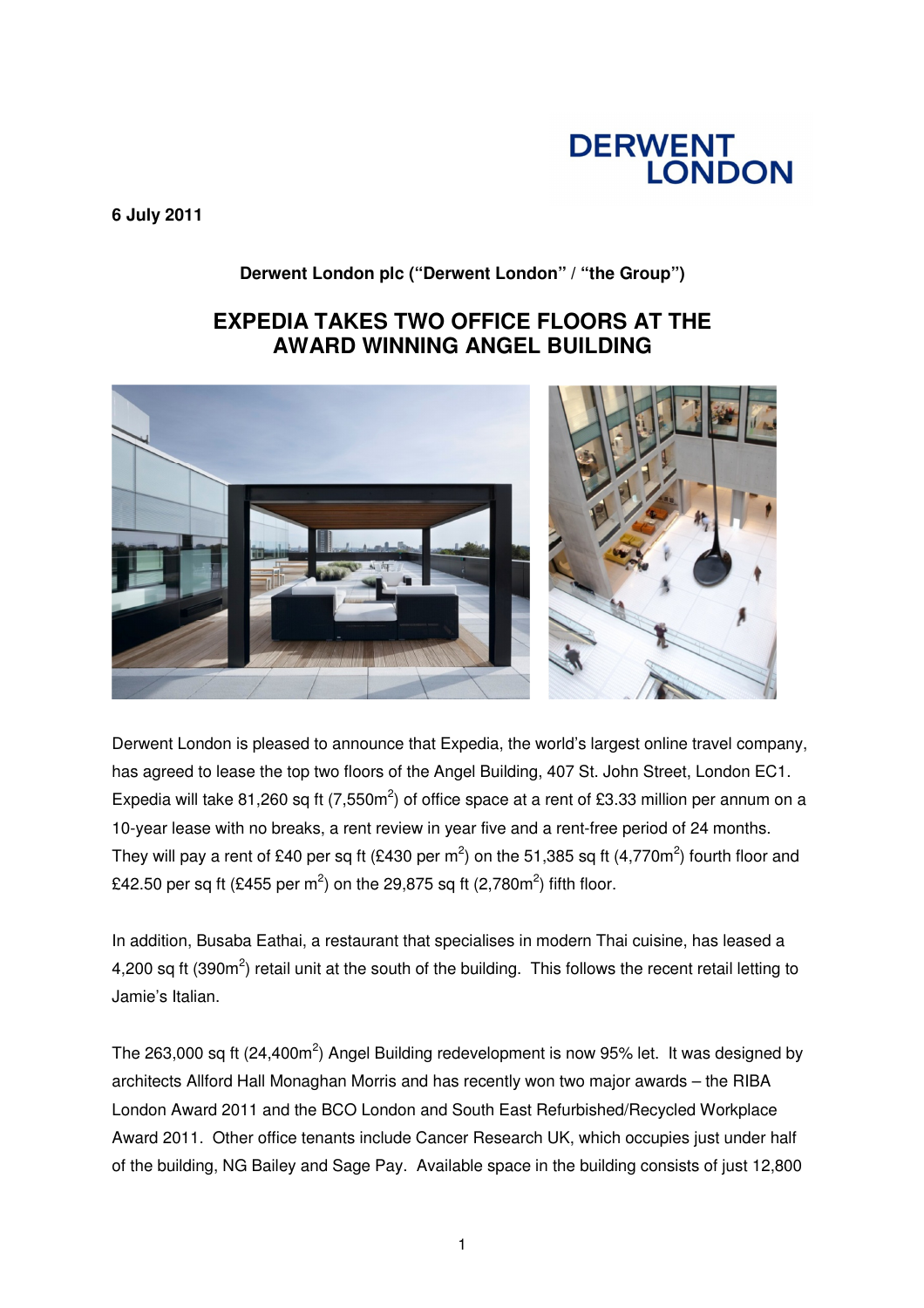6 July 2011

**Derwent London plc ("Derwent London" / "the Group")**

# EXPEDIA TAKES TWO OFFICE FLOORS AT THE AWARD WINNING ANGEL BUILDING

Derwent London is pleased to announce that Expedia, the world's largest online travel company, has agreed to lease the top two floors of the Angel Building, 407 St. John Street, London EC1. Expedia will take 81,260 sq ft (7,550m$^2$) of office space at a rent of £3.33 million per annum on a 10-year lease with no breaks, a rent review in year five and a rent-free period of 24 months. They will pay a rent of £40 per sq ft (£430 per m$^2$) on the 51,385 sq ft (4,770m$^2$) fourth floor and £42.50 per sq ft (£455 per m$^2$) on the 29,875 sq ft (2,780m$^2$) fifth floor.

In addition, Busaba Eathai, a restaurant that specialises in modern Thai cuisine, has leased a 4,200 sq ft (390m$^2$) retail unit at the south of the building. This follows the recent retail letting to Jamie's Italian.

The 263,000 sq ft (24,400m$^2$) Angel Building redevelopment is now 95% let. It was designed by architects Allford Hall Monaghan Morris and has recently won two major awards – the RIBA London Award 2011 and the BCO London and South East Refurbished/Recycled Workplace Award 2011. Other office tenants include Cancer Research UK, which occupies just under half of the building, NG Bailey and Sage Pay. Available space in the building consists of just 12,800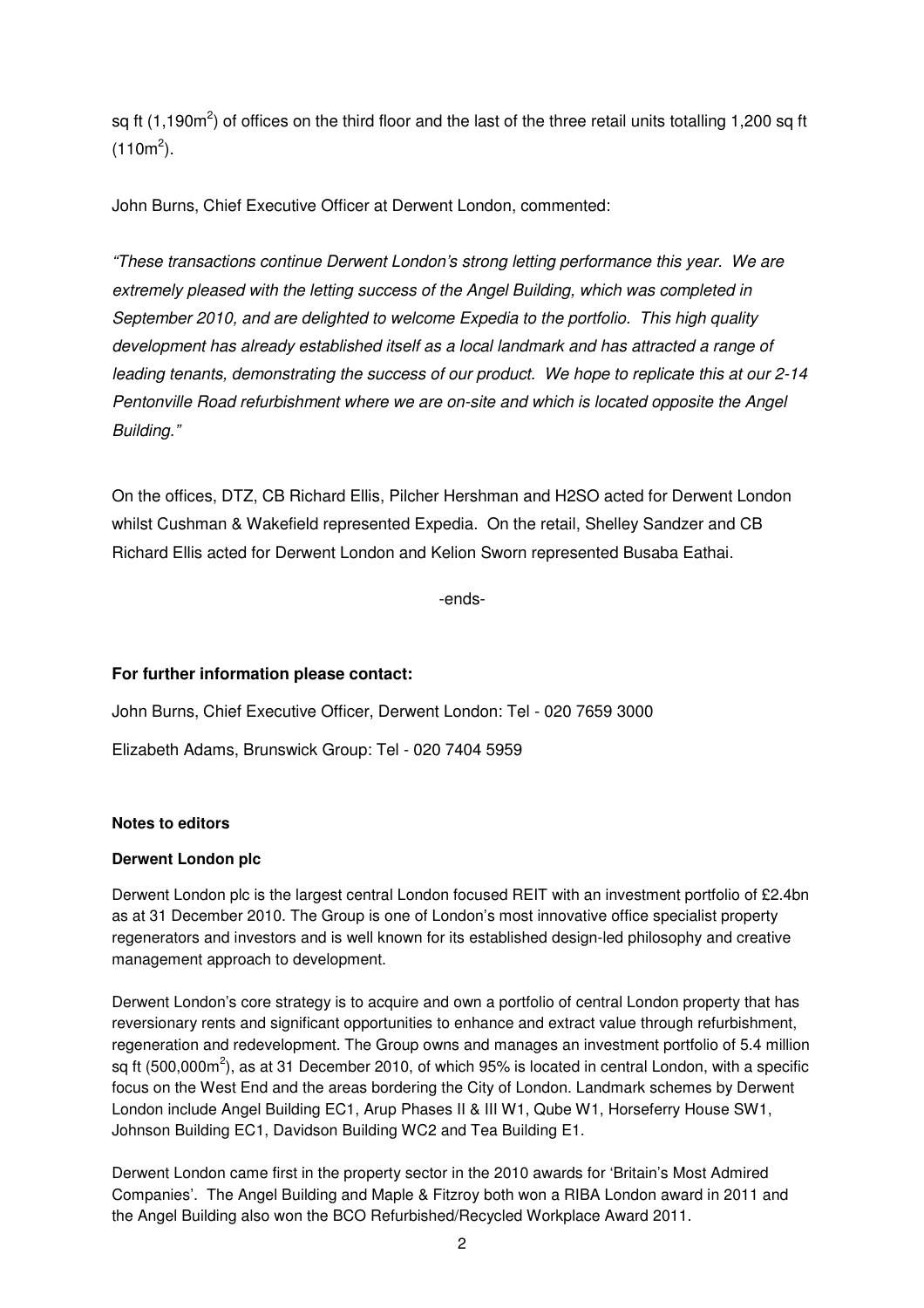sq ft (1,190m$^2$) of offices on the third floor and the last of the three retail units totalling 1,200 sq ft (110m$^2$).

John Burns, Chief Executive Officer at Derwent London, commented:

*"These transactions continue Derwent London's strong letting performance this year. We are extremely pleased with the letting success of the Angel Building, which was completed in September 2010, and are delighted to welcome Expedia to the portfolio. This high quality development has already established itself as a local landmark and has attracted a range of leading tenants, demonstrating the success of our product. We hope to replicate this at our 2-14 Pentonville Road refurbishment where we are on-site and which is located opposite the Angel Building."*

On the offices, DTZ, CB Richard Ellis, Pilcher Hershman and H2SO acted for Derwent London whilst Cushman & Wakefield represented Expedia. On the retail, Shelley Sandzer and CB Richard Ellis acted for Derwent London and Kelion Sworn represented Busaba Eathai.

-ends-

**For further information please contact:**

John Burns, Chief Executive Officer, Derwent London: Tel - 020 7659 3000

Elizabeth Adams, Brunswick Group: Tel - 020 7404 5959

**Notes to editors**

**Derwent London plc**

Derwent London plc is the largest central London focused REIT with an investment portfolio of £2.4bn as at 31 December 2010. The Group is one of London's most innovative office specialist property regenerators and investors and is well known for its established design-led philosophy and creative management approach to development.

Derwent London's core strategy is to acquire and own a portfolio of central London property that has reversionary rents and significant opportunities to enhance and extract value through refurbishment, regeneration and redevelopment. The Group owns and manages an investment portfolio of 5.4 million sq ft (500,000m$^2$), as at 31 December 2010, of which 95% is located in central London, with a specific focus on the West End and the areas bordering the City of London. Landmark schemes by Derwent London include Angel Building EC1, Arup Phases II & III W1, Qube W1, Horseferry House SW1, Johnson Building EC1, Davidson Building WC2 and Tea Building E1.

Derwent London came first in the property sector in the 2010 awards for 'Britain's Most Admired Companies'. The Angel Building and Maple & Fitzroy both won a RIBA London award in 2011 and the Angel Building also won the BCO Refurbished/Recycled Workplace Award 2011.